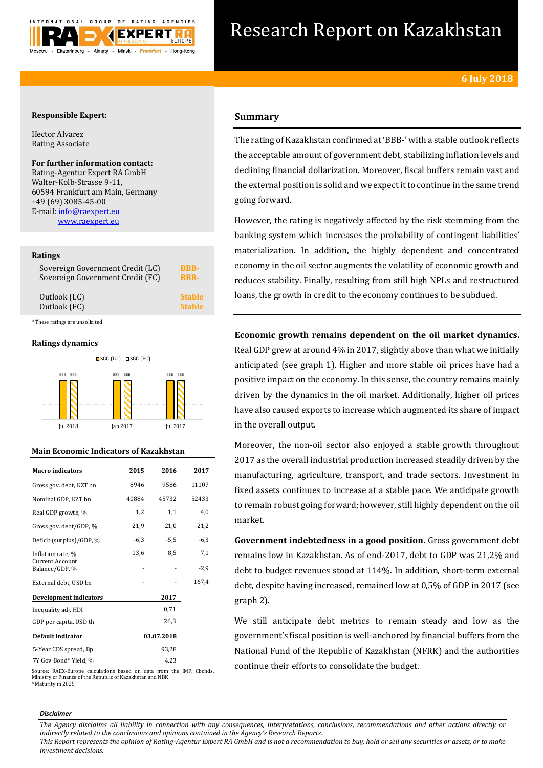# Research Report on Kazakhstan

**6 July 2018**

**Responsible Expert:**

Hector Alvarez
Rating Associate

**For further information contact:**
Rating-Agentur Expert RA GmbH
Walter-Kolb-Strasse 9-11,
60594 Frankfurt am Main, Germany
+49 (69) 3085-45-00
E-mail: info@raexpert.eu
www.raexpert.eu

### Ratings

| | |
|---|---|
| Sovereign Government Credit (LC) | BBB- |
| Sovereign Government Credit (FC) | BBB- |
| Outlook (LC) | Stable |
| Outlook (FC) | Stable |

*These ratings are unsolicited

### Ratings dynamics

SGC (LC) SGC (FC)

BBB- BBB- | BBB- BBB- | BBB- BBB-

Jul 2018 | Jan 2017 | Jul 2017

### Main Economic Indicators of Kazakhstan

| Macro indicators | 2015 | 2016 | 2017 |
|---|---|---|---|
| Gross gov. debt, KZT bn | 8946 | 9586 | 11107 |
| Nominal GDP, KZT bn | 40884 | 45732 | 52433 |
| Real GDP growth, % | 1,2 | 1,1 | 4,0 |
| Gross gov. debt/GDP, % | 21,9 | 21,0 | 21,2 |
| Deficit (surplus)/GDP, % | -6,3 | -5,5 | -6,3 |
| Inflation rate, % | 13,6 | 8,5 | 7,1 |
| Current Account Balance/GDP, % | - | - | -2,9 |
| External debt, USD bn | - | - | 167,4 |

| Development indicators | 2017 |
|---|---|
| Inequality adj. HDI | 0,71 |
| GDP per capita, USD th | 26,3 |

| Default indicator | 03.07.2018 |
|---|---|
| 5-Year CDS spread, Bp | 93,28 |
| 7Y Gov Bond* Yield, % | 4,23 |

Source: RAEX-Europe calculations based on data from the IMF, Cbonds, Ministry of Finance of the Republic of Kazakhstan and NBK
*Maturity in 2025

## Summary

The rating of Kazakhstan confirmed at 'BBB-' with a stable outlook reflects the acceptable amount of government debt, stabilizing inflation levels and declining financial dollarization. Moreover, fiscal buffers remain vast and the external position is solid and we expect it to continue in the same trend going forward.

However, the rating is negatively affected by the risk stemming from the banking system which increases the probability of contingent liabilities' materialization. In addition, the highly dependent and concentrated economy in the oil sector augments the volatility of economic growth and reduces stability. Finally, resulting from still high NPLs and restructured loans, the growth in credit to the economy continues to be subdued.

**Economic growth remains dependent on the oil market dynamics.** Real GDP grew at around 4% in 2017, slightly above than what we initially anticipated (see graph 1). Higher and more stable oil prices have had a positive impact on the economy. In this sense, the country remains mainly driven by the dynamics in the oil market. Additionally, higher oil prices have also caused exports to increase which augmented its share of impact in the overall output.

Moreover, the non-oil sector also enjoyed a stable growth throughout 2017 as the overall industrial production increased steadily driven by the manufacturing, agriculture, transport, and trade sectors. Investment in fixed assets continues to increase at a stable pace. We anticipate growth to remain robust going forward; however, still highly dependent on the oil market.

**Government indebtedness in a good position.** Gross government debt remains low in Kazakhstan. As of end-2017, debt to GDP was 21,2% and debt to budget revenues stood at 114%. In addition, short-term external debt, despite having increased, remained low at 0,5% of GDP in 2017 (see graph 2).

We still anticipate debt metrics to remain steady and low as the government's fiscal position is well-anchored by financial buffers from the National Fund of the Republic of Kazakhstan (NFRK) and the authorities continue their efforts to consolidate the budget.

***Disclaimer***

*The Agency disclaims all liability in connection with any consequences, interpretations, conclusions, recommendations and other actions directly or indirectly related to the conclusions and opinions contained in the Agency's Research Reports.*
*This Report represents the opinion of Rating-Agentur Expert RA GmbH and is not a recommendation to buy, hold or sell any securities or assets, or to make investment decisions.*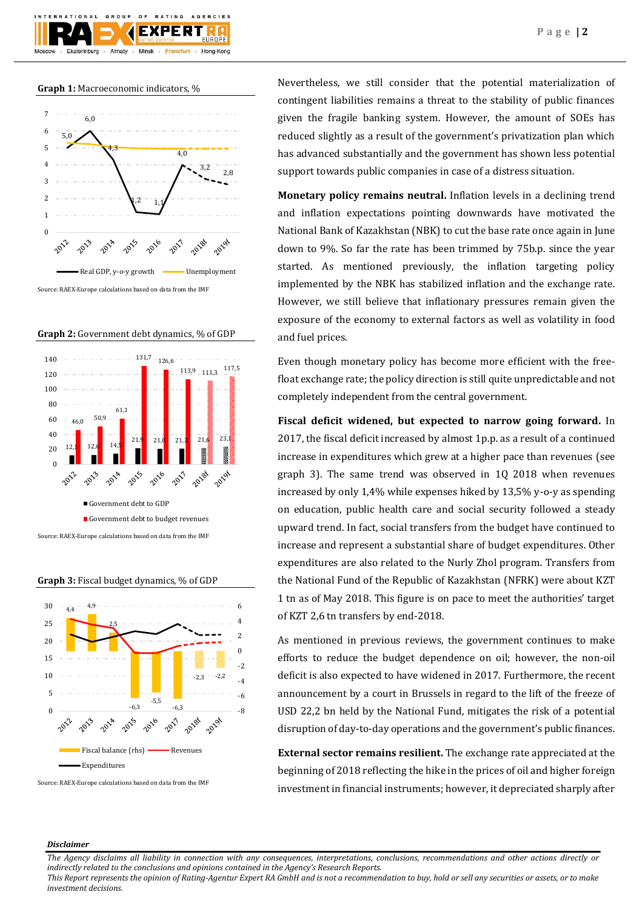**Graph 1:** Macroeconomic indicators, %

Source: RAEX-Europe calculations based on data from the IMF

**Graph 2:** Government debt dynamics, % of GDP

Source: RAEX-Europe calculations based on data from the IMF

**Graph 3:** Fiscal budget dynamics, % of GDP

Source: RAEX-Europe calculations based on data from the IMF

Nevertheless, we still consider that the potential materialization of contingent liabilities remains a threat to the stability of public finances given the fragile banking system. However, the amount of SOEs has reduced slightly as a result of the government's privatization plan which has advanced substantially and the government has shown less potential support towards public companies in case of a distress situation.

**Monetary policy remains neutral.** Inflation levels in a declining trend and inflation expectations pointing downwards have motivated the National Bank of Kazakhstan (NBK) to cut the base rate once again in June down to 9%. So far the rate has been trimmed by 75b.p. since the year started. As mentioned previously, the inflation targeting policy implemented by the NBK has stabilized inflation and the exchange rate. However, we still believe that inflationary pressures remain given the exposure of the economy to external factors as well as volatility in food and fuel prices.

Even though monetary policy has become more efficient with the free-float exchange rate; the policy direction is still quite unpredictable and not completely independent from the central government.

**Fiscal deficit widened, but expected to narrow going forward.** In 2017, the fiscal deficit increased by almost 1p.p. as a result of a continued increase in expenditures which grew at a higher pace than revenues (see graph 3). The same trend was observed in 1Q 2018 when revenues increased by only 1,4% while expenses hiked by 13,5% y-o-y as spending on education, public health care and social security followed a steady upward trend. In fact, social transfers from the budget have continued to increase and represent a substantial share of budget expenditures. Other expenditures are also related to the Nurly Zhol program. Transfers from the National Fund of the Republic of Kazakhstan (NFRK) were about KZT 1 tn as of May 2018. This figure is on pace to meet the authorities' target of KZT 2,6 tn transfers by end-2018.

As mentioned in previous reviews, the government continues to make efforts to reduce the budget dependence on oil; however, the non-oil deficit is also expected to have widened in 2017. Furthermore, the recent announcement by a court in Brussels in regard to the lift of the freeze of USD 22,2 bn held by the National Fund, mitigates the risk of a potential disruption of day-to-day operations and the government's public finances.

**External sector remains resilient.** The exchange rate appreciated at the beginning of 2018 reflecting the hike in the prices of oil and higher foreign investment in financial instruments; however, it depreciated sharply after

***Disclaimer***

*The Agency disclaims all liability in connection with any consequences, interpretations, conclusions, recommendations and other actions directly or indirectly related to the conclusions and opinions contained in the Agency's Research Reports.*
*This Report represents the opinion of Rating-Agentur Expert RA GmbH and is not a recommendation to buy, hold or sell any securities or assets, or to make investment decisions.*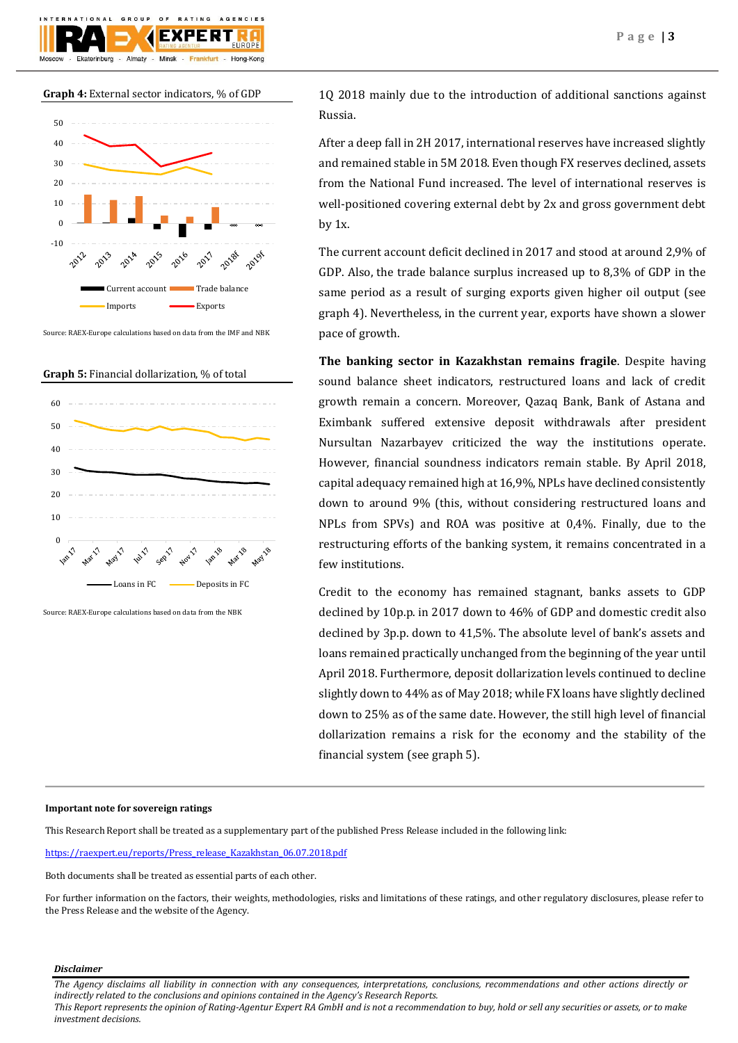**Graph 4:** External sector indicators, % of GDP

50
40
30
20
10
0
-10

2012 2013 2014 2015 2016 2017 2018f 2019f

Current account
Trade balance
Imports
Exports

Source: RAEX-Europe calculations based on data from the IMF and NBK

**Graph 5:** Financial dollarization, % of total

60
50
40
30
20
10
0

Jan 17 Mar 17 May 17 Jul 17 Sep 17 Nov 17 Jan 18 Mar 18 May 18

Loans in FC
Deposits in FC

Source: RAEX-Europe calculations based on data from the NBK

1Q 2018 mainly due to the introduction of additional sanctions against Russia.

After a deep fall in 2H 2017, international reserves have increased slightly and remained stable in 5M 2018. Even though FX reserves declined, assets from the National Fund increased. The level of international reserves is well-positioned covering external debt by 2x and gross government debt by 1x.

The current account deficit declined in 2017 and stood at around 2,9% of GDP. Also, the trade balance surplus increased up to 8,3% of GDP in the same period as a result of surging exports given higher oil output (see graph 4). Nevertheless, in the current year, exports have shown a slower pace of growth.

**The banking sector in Kazakhstan remains fragile**. Despite having sound balance sheet indicators, restructured loans and lack of credit growth remain a concern. Moreover, Qazaq Bank, Bank of Astana and Eximbank suffered extensive deposit withdrawals after president Nursultan Nazarbayev criticized the way the institutions operate. However, financial soundness indicators remain stable. By April 2018, capital adequacy remained high at 16,9%, NPLs have declined consistently down to around 9% (this, without considering restructured loans and NPLs from SPVs) and ROA was positive at 0,4%. Finally, due to the restructuring efforts of the banking system, it remains concentrated in a few institutions.

Credit to the economy has remained stagnant, banks assets to GDP declined by 10p.p. in 2017 down to 46% of GDP and domestic credit also declined by 3p.p. down to 41,5%. The absolute level of bank's assets and loans remained practically unchanged from the beginning of the year until April 2018. Furthermore, deposit dollarization levels continued to decline slightly down to 44% as of May 2018; while FX loans have slightly declined down to 25% as of the same date. However, the still high level of financial dollarization remains a risk for the economy and the stability of the financial system (see graph 5).

---

**Important note for sovereign ratings**

This Research Report shall be treated as a supplementary part of the published Press Release included in the following link:

https://raexpert.eu/reports/Press_release_Kazakhstan_06.07.2018.pdf

Both documents shall be treated as essential parts of each other.

For further information on the factors, their weights, methodologies, risks and limitations of these ratings, and other regulatory disclosures, please refer to the Press Release and the website of the Agency.

***Disclaimer***

*The Agency disclaims all liability in connection with any consequences, interpretations, conclusions, recommendations and other actions directly or indirectly related to the conclusions and opinions contained in the Agency's Research Reports.*
*This Report represents the opinion of Rating-Agentur Expert RA GmbH and is not a recommendation to buy, hold or sell any securities or assets, or to make investment decisions.*